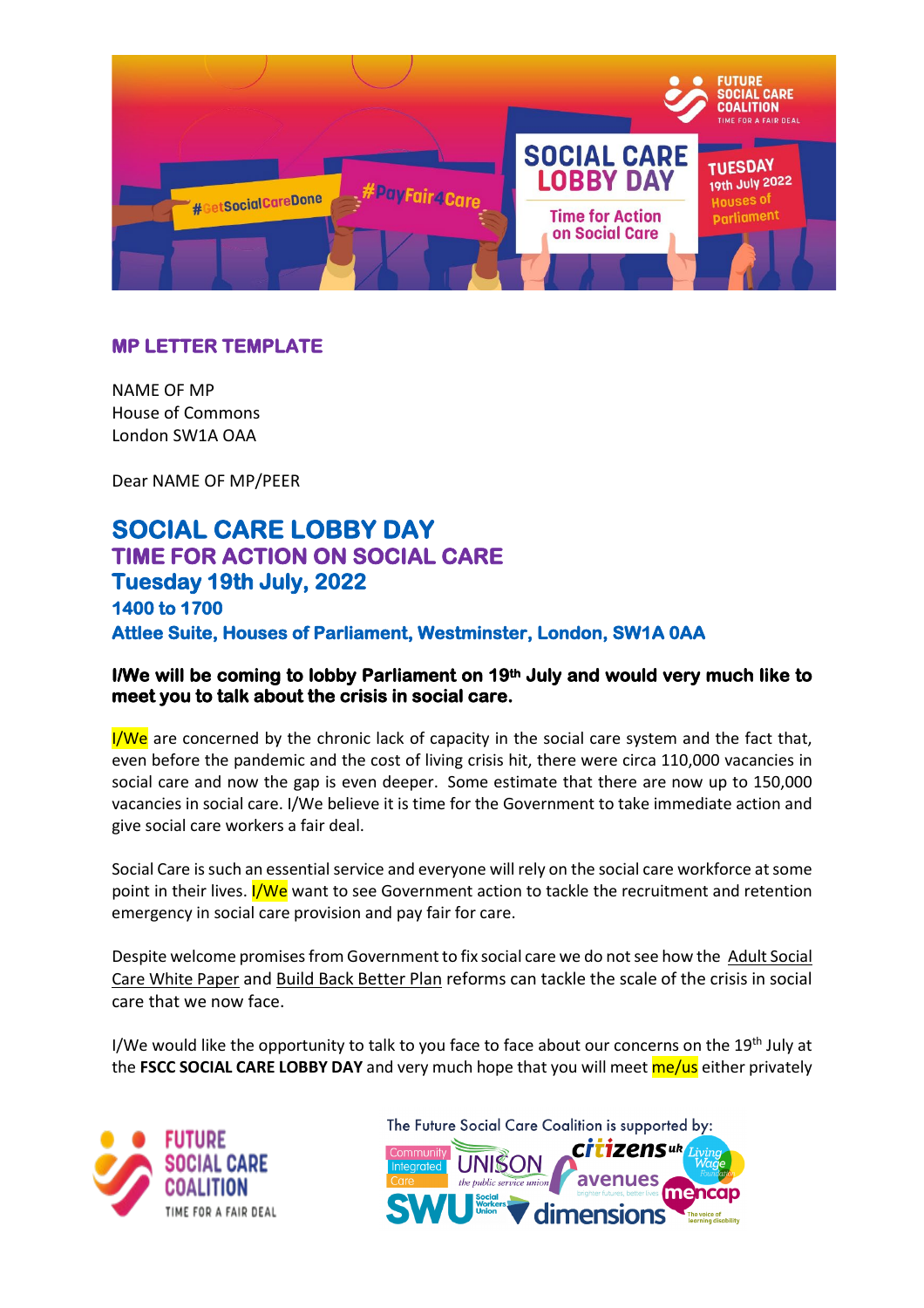**MP LETTER TEMPLATE**

NAME OF MP
House of Commons
London SW1A OAA

Dear NAME OF MP/PEER

# SOCIAL CARE LOBBY DAY

## TIME FOR ACTION ON SOCIAL CARE

## Tuesday 19th July, 2022

### 1400 to 1700

### Attlee Suite, Houses of Parliament, Westminster, London, SW1A 0AA

**I/We will be coming to lobby Parliament on 19th July and would very much like to meet you to talk about the crisis in social care.**

I/We are concerned by the chronic lack of capacity in the social care system and the fact that, even before the pandemic and the cost of living crisis hit, there were circa 110,000 vacancies in social care and now the gap is even deeper. Some estimate that there are now up to 150,000 vacancies in social care. I/We believe it is time for the Government to take immediate action and give social care workers a fair deal.

Social Care is such an essential service and everyone will rely on the social care workforce at some point in their lives. I/We want to see Government action to tackle the recruitment and retention emergency in social care provision and pay fair for care.

Despite welcome promises from Government to fix social care we do not see how the Adult Social Care White Paper and Build Back Better Plan reforms can tackle the scale of the crisis in social care that we now face.

I/We would like the opportunity to talk to you face to face about our concerns on the 19th July at the **FSCC SOCIAL CARE LOBBY DAY** and very much hope that you will meet me/us either privately

The Future Social Care Coalition is supported by: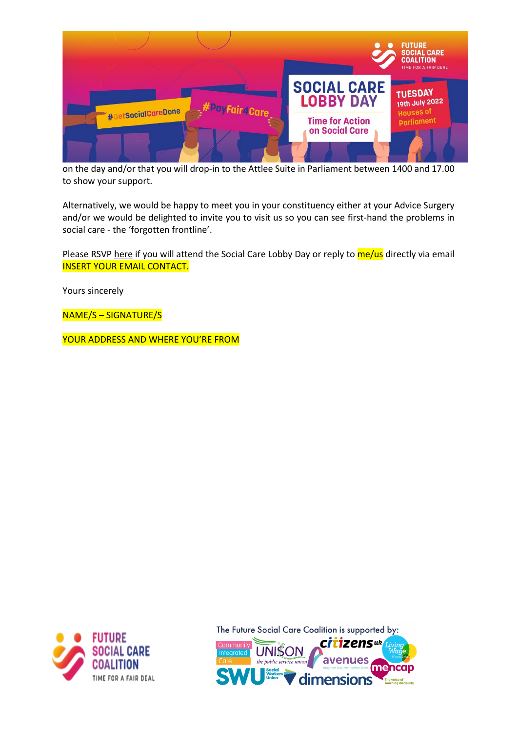on the day and/or that you will drop-in to the Attlee Suite in Parliament between 1400 and 17.00 to show your support.

Alternatively, we would be happy to meet you in your constituency either at your Advice Surgery and/or we would be delighted to invite you to visit us so you can see first-hand the problems in social care - the 'forgotten frontline'.

Please RSVP here if you will attend the Social Care Lobby Day or reply to me/us directly via email INSERT YOUR EMAIL CONTACT.

Yours sincerely

NAME/S – SIGNATURE/S

YOUR ADDRESS AND WHERE YOU'RE FROM